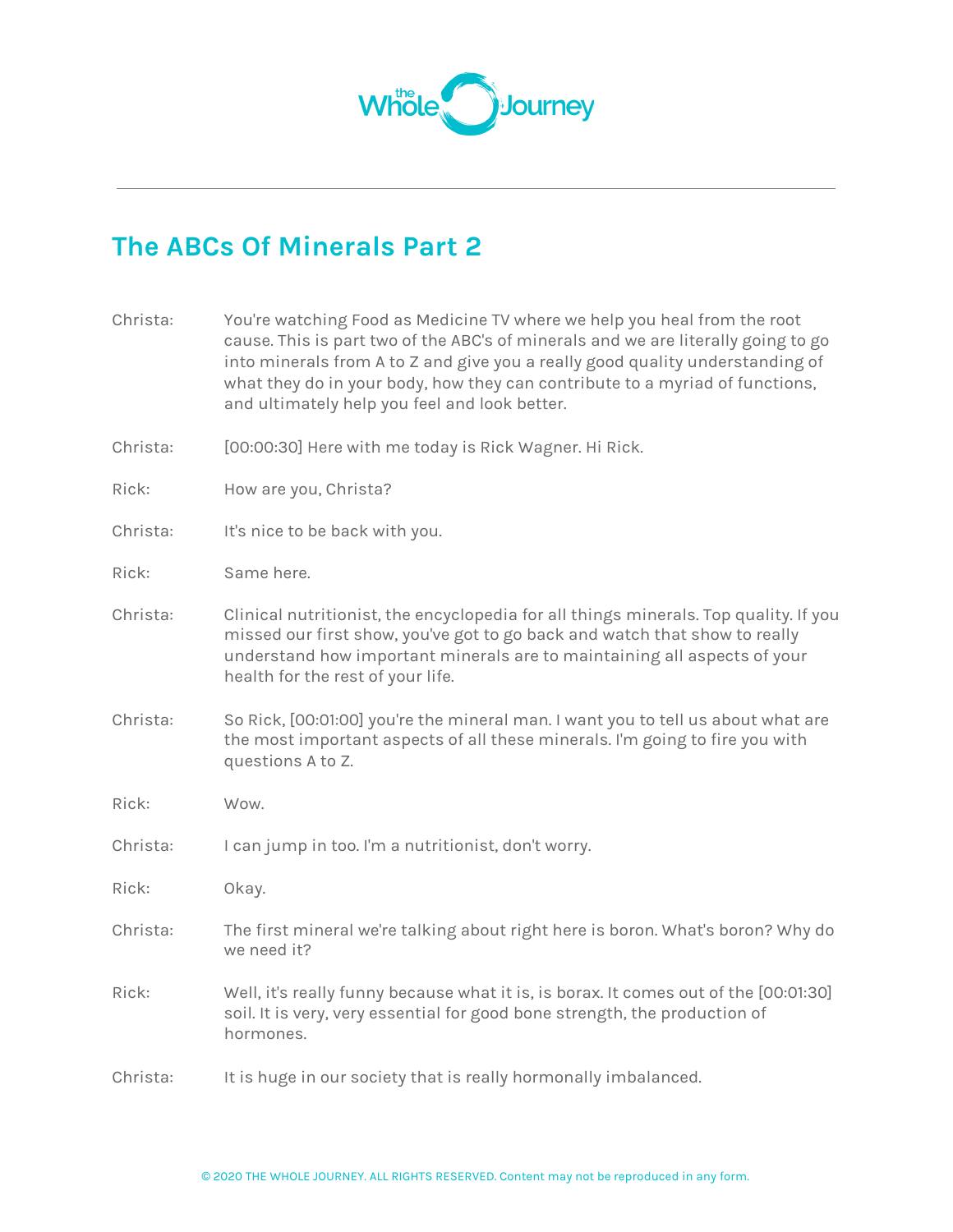# The ABCs Of Minerals Part 2

Christa: You're watching Food as Medicine TV where we help you heal from the root cause. This is part two of the ABC's of minerals and we are literally going to go into minerals from A to Z and give you a really good quality understanding of what they do in your body, how they can contribute to a myriad of functions, and ultimately help you feel and look better.

Christa: [00:00:30] Here with me today is Rick Wagner. Hi Rick.

Rick: How are you, Christa?

Christa: It's nice to be back with you.

Rick: Same here.

Christa: Clinical nutritionist, the encyclopedia for all things minerals. Top quality. If you missed our first show, you've got to go back and watch that show to really understand how important minerals are to maintaining all aspects of your health for the rest of your life.

Christa: So Rick, [00:01:00] you're the mineral man. I want you to tell us about what are the most important aspects of all these minerals. I'm going to fire you with questions A to Z.

Rick: Wow.

Christa: I can jump in too. I'm a nutritionist, don't worry.

Rick: Okay.

Christa: The first mineral we're talking about right here is boron. What's boron? Why do we need it?

Rick: Well, it's really funny because what it is, is borax. It comes out of the [00:01:30] soil. It is very, very essential for good bone strength, the production of hormones.

Christa: It is huge in our society that is really hormonally imbalanced.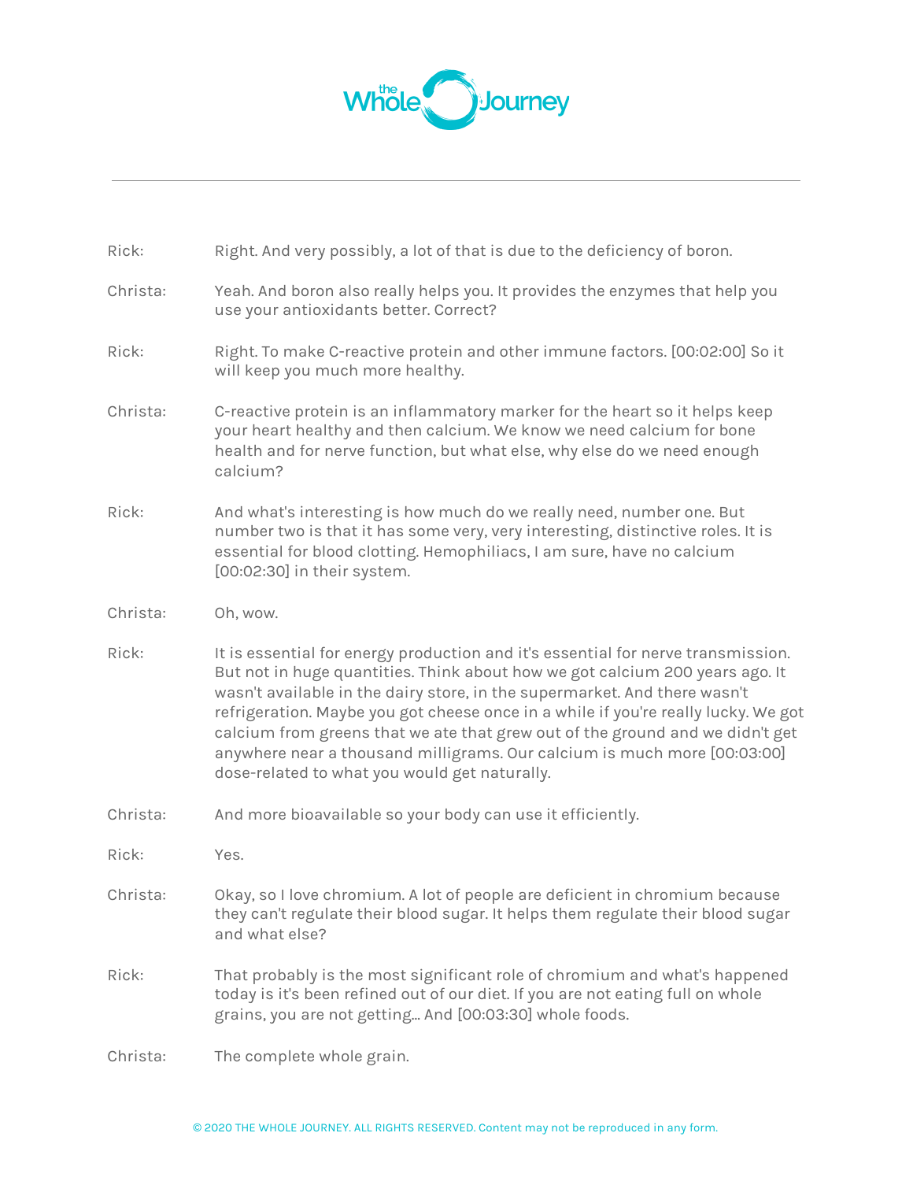Rick: Right. And very possibly, a lot of that is due to the deficiency of boron.

Christa: Yeah. And boron also really helps you. It provides the enzymes that help you use your antioxidants better. Correct?

Rick: Right. To make C-reactive protein and other immune factors. [00:02:00] So it will keep you much more healthy.

Christa: C-reactive protein is an inflammatory marker for the heart so it helps keep your heart healthy and then calcium. We know we need calcium for bone health and for nerve function, but what else, why else do we need enough calcium?

Rick: And what's interesting is how much do we really need, number one. But number two is that it has some very, very interesting, distinctive roles. It is essential for blood clotting. Hemophiliacs, I am sure, have no calcium [00:02:30] in their system.

Christa: Oh, wow.

Rick: It is essential for energy production and it's essential for nerve transmission. But not in huge quantities. Think about how we got calcium 200 years ago. It wasn't available in the dairy store, in the supermarket. And there wasn't refrigeration. Maybe you got cheese once in a while if you're really lucky. We got calcium from greens that we ate that grew out of the ground and we didn't get anywhere near a thousand milligrams. Our calcium is much more [00:03:00] dose-related to what you would get naturally.

Christa: And more bioavailable so your body can use it efficiently.

Rick: Yes.

Christa: Okay, so I love chromium. A lot of people are deficient in chromium because they can't regulate their blood sugar. It helps them regulate their blood sugar and what else?

Rick: That probably is the most significant role of chromium and what's happened today is it's been refined out of our diet. If you are not eating full on whole grains, you are not getting... And [00:03:30] whole foods.

Christa: The complete whole grain.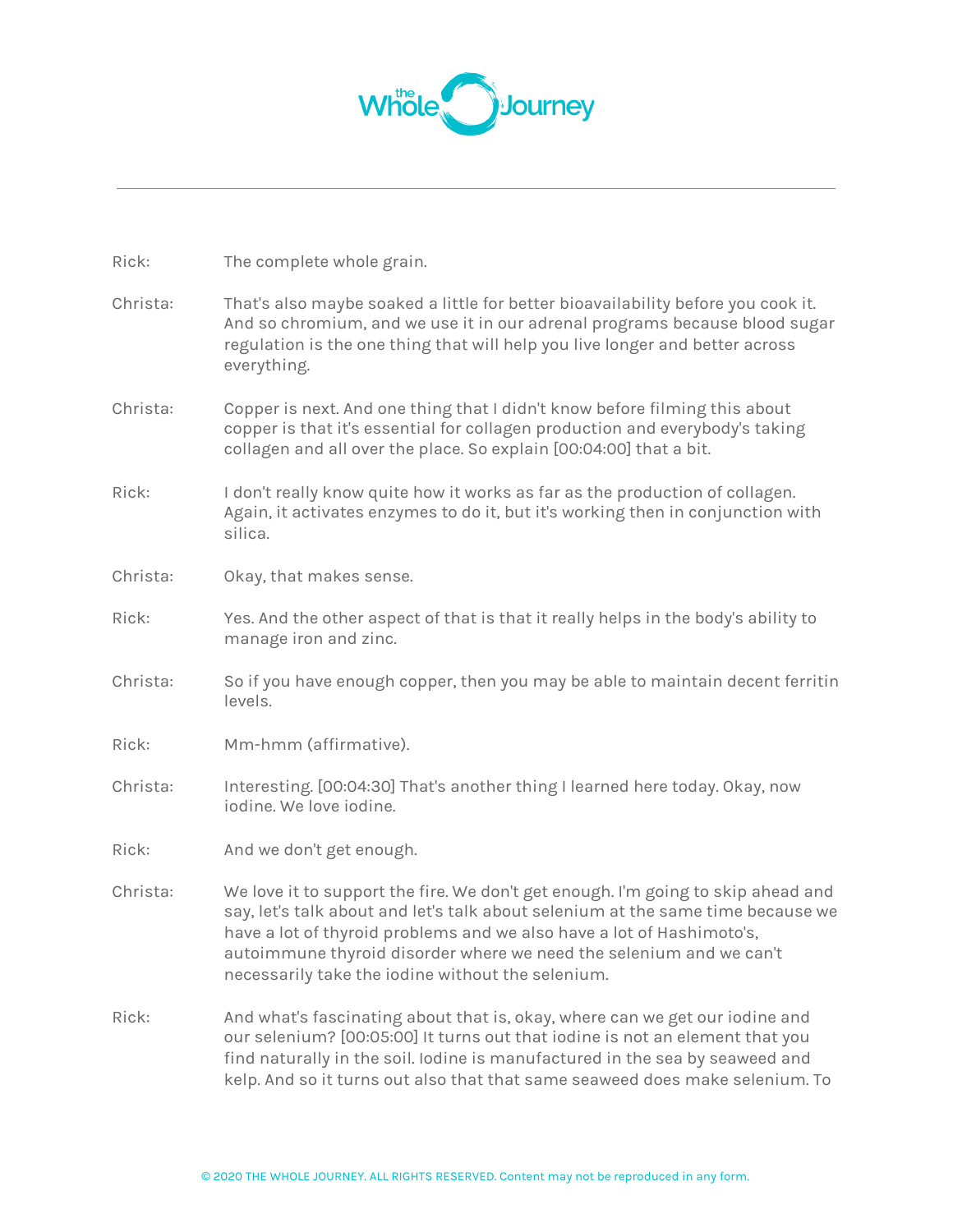Rick: The complete whole grain.

Christa: That's also maybe soaked a little for better bioavailability before you cook it. And so chromium, and we use it in our adrenal programs because blood sugar regulation is the one thing that will help you live longer and better across everything.

Christa: Copper is next. And one thing that I didn't know before filming this about copper is that it's essential for collagen production and everybody's taking collagen and all over the place. So explain [00:04:00] that a bit.

Rick: I don't really know quite how it works as far as the production of collagen. Again, it activates enzymes to do it, but it's working then in conjunction with silica.

Christa: Okay, that makes sense.

Rick: Yes. And the other aspect of that is that it really helps in the body's ability to manage iron and zinc.

Christa: So if you have enough copper, then you may be able to maintain decent ferritin levels.

Rick: Mm-hmm (affirmative).

Christa: Interesting. [00:04:30] That's another thing I learned here today. Okay, now iodine. We love iodine.

Rick: And we don't get enough.

Christa: We love it to support the fire. We don't get enough. I'm going to skip ahead and say, let's talk about and let's talk about selenium at the same time because we have a lot of thyroid problems and we also have a lot of Hashimoto's, autoimmune thyroid disorder where we need the selenium and we can't necessarily take the iodine without the selenium.

Rick: And what's fascinating about that is, okay, where can we get our iodine and our selenium? [00:05:00] It turns out that iodine is not an element that you find naturally in the soil. Iodine is manufactured in the sea by seaweed and kelp. And so it turns out also that that same seaweed does make selenium. To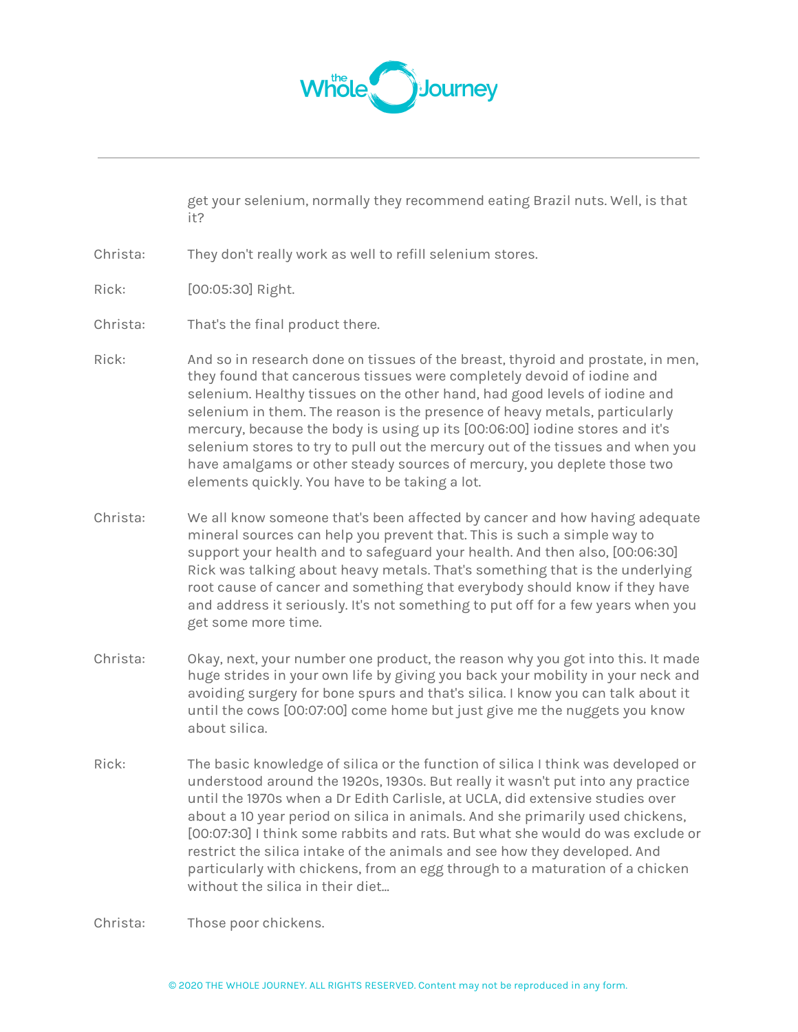get your selenium, normally they recommend eating Brazil nuts. Well, is that it?

Christa: They don't really work as well to refill selenium stores.

Rick: [00:05:30] Right.

Christa: That's the final product there.

Rick: And so in research done on tissues of the breast, thyroid and prostate, in men, they found that cancerous tissues were completely devoid of iodine and selenium. Healthy tissues on the other hand, had good levels of iodine and selenium in them. The reason is the presence of heavy metals, particularly mercury, because the body is using up its [00:06:00] iodine stores and it's selenium stores to try to pull out the mercury out of the tissues and when you have amalgams or other steady sources of mercury, you deplete those two elements quickly. You have to be taking a lot.

Christa: We all know someone that's been affected by cancer and how having adequate mineral sources can help you prevent that. This is such a simple way to support your health and to safeguard your health. And then also, [00:06:30] Rick was talking about heavy metals. That's something that is the underlying root cause of cancer and something that everybody should know if they have and address it seriously. It's not something to put off for a few years when you get some more time.

Christa: Okay, next, your number one product, the reason why you got into this. It made huge strides in your own life by giving you back your mobility in your neck and avoiding surgery for bone spurs and that's silica. I know you can talk about it until the cows [00:07:00] come home but just give me the nuggets you know about silica.

Rick: The basic knowledge of silica or the function of silica I think was developed or understood around the 1920s, 1930s. But really it wasn't put into any practice until the 1970s when a Dr Edith Carlisle, at UCLA, did extensive studies over about a 10 year period on silica in animals. And she primarily used chickens, [00:07:30] I think some rabbits and rats. But what she would do was exclude or restrict the silica intake of the animals and see how they developed. And particularly with chickens, from an egg through to a maturation of a chicken without the silica in their diet...

Christa: Those poor chickens.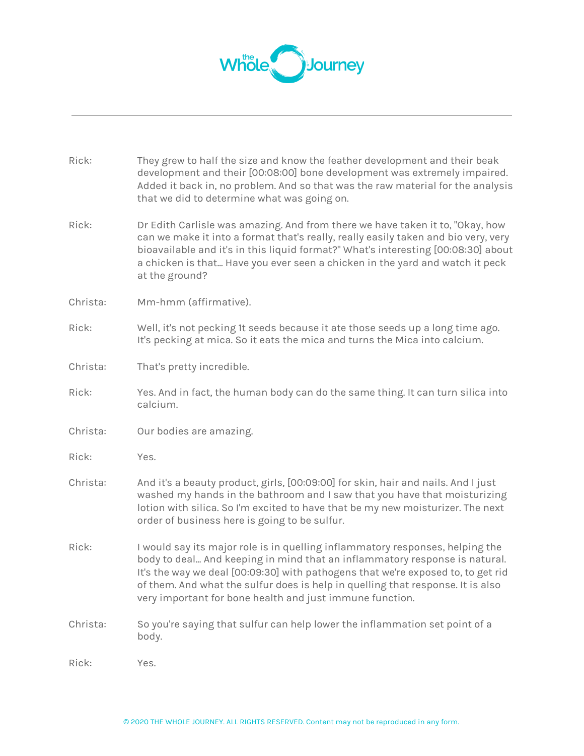Rick: They grew to half the size and know the feather development and their beak development and their [00:08:00] bone development was extremely impaired. Added it back in, no problem. And so that was the raw material for the analysis that we did to determine what was going on.

Rick: Dr Edith Carlisle was amazing. And from there we have taken it to, "Okay, how can we make it into a format that's really, really easily taken and bio very, very bioavailable and it's in this liquid format?" What's interesting [00:08:30] about a chicken is that... Have you ever seen a chicken in the yard and watch it peck at the ground?

Christa: Mm-hmm (affirmative).

Rick: Well, it's not pecking 1t seeds because it ate those seeds up a long time ago. It's pecking at mica. So it eats the mica and turns the Mica into calcium.

Christa: That's pretty incredible.

Rick: Yes. And in fact, the human body can do the same thing. It can turn silica into calcium.

Christa: Our bodies are amazing.

Rick: Yes.

Christa: And it's a beauty product, girls, [00:09:00] for skin, hair and nails. And I just washed my hands in the bathroom and I saw that you have that moisturizing lotion with silica. So I'm excited to have that be my new moisturizer. The next order of business here is going to be sulfur.

Rick: I would say its major role is in quelling inflammatory responses, helping the body to deal... And keeping in mind that an inflammatory response is natural. It's the way we deal [00:09:30] with pathogens that we're exposed to, to get rid of them. And what the sulfur does is help in quelling that response. It is also very important for bone health and just immune function.

Christa: So you're saying that sulfur can help lower the inflammation set point of a body.

Rick: Yes.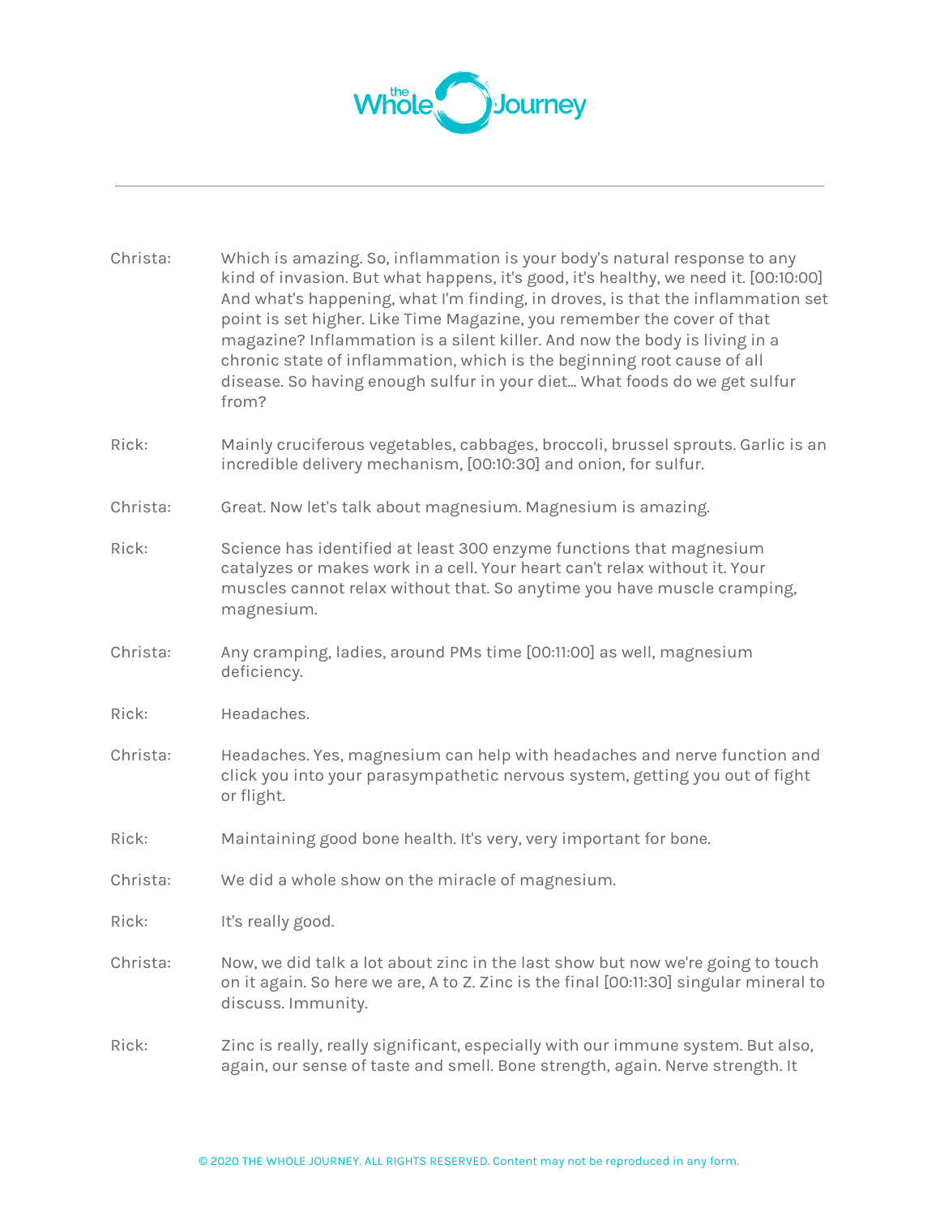Christa: Which is amazing. So, inflammation is your body's natural response to any kind of invasion. But what happens, it's good, it's healthy, we need it. [00:10:00] And what's happening, what I'm finding, in droves, is that the inflammation set point is set higher. Like Time Magazine, you remember the cover of that magazine? Inflammation is a silent killer. And now the body is living in a chronic state of inflammation, which is the beginning root cause of all disease. So having enough sulfur in your diet... What foods do we get sulfur from?

Rick: Mainly cruciferous vegetables, cabbages, broccoli, brussel sprouts. Garlic is an incredible delivery mechanism, [00:10:30] and onion, for sulfur.

Christa: Great. Now let's talk about magnesium. Magnesium is amazing.

Rick: Science has identified at least 300 enzyme functions that magnesium catalyzes or makes work in a cell. Your heart can't relax without it. Your muscles cannot relax without that. So anytime you have muscle cramping, magnesium.

Christa: Any cramping, ladies, around PMs time [00:11:00] as well, magnesium deficiency.

Rick: Headaches.

Christa: Headaches. Yes, magnesium can help with headaches and nerve function and click you into your parasympathetic nervous system, getting you out of fight or flight.

Rick: Maintaining good bone health. It's very, very important for bone.

Christa: We did a whole show on the miracle of magnesium.

Rick: It's really good.

Christa: Now, we did talk a lot about zinc in the last show but now we're going to touch on it again. So here we are, A to Z. Zinc is the final [00:11:30] singular mineral to discuss. Immunity.

Rick: Zinc is really, really significant, especially with our immune system. But also, again, our sense of taste and smell. Bone strength, again. Nerve strength. It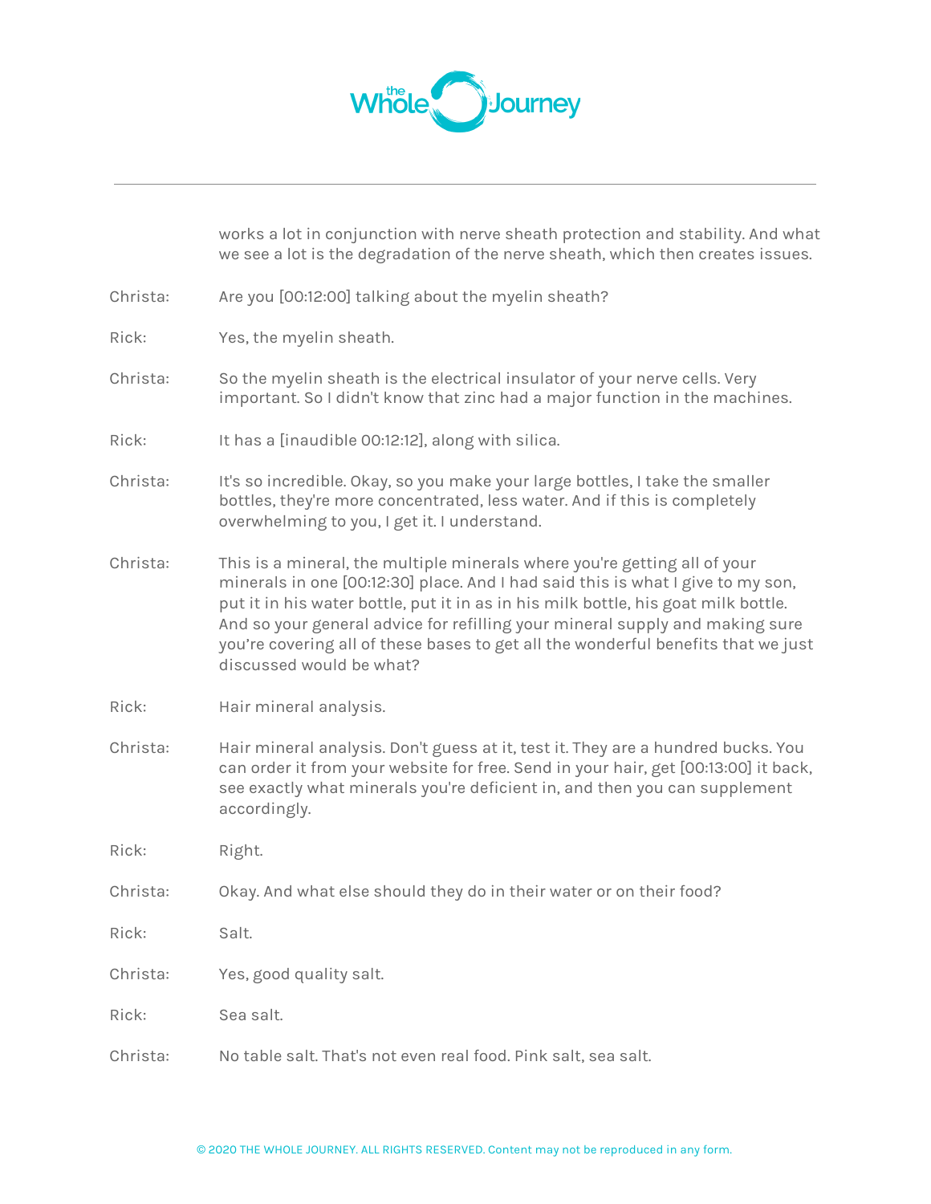works a lot in conjunction with nerve sheath protection and stability. And what we see a lot is the degradation of the nerve sheath, which then creates issues.

Christa: Are you [00:12:00] talking about the myelin sheath?

Rick: Yes, the myelin sheath.

Christa: So the myelin sheath is the electrical insulator of your nerve cells. Very important. So I didn't know that zinc had a major function in the machines.

Rick: It has a [inaudible 00:12:12], along with silica.

Christa: It's so incredible. Okay, so you make your large bottles, I take the smaller bottles, they're more concentrated, less water. And if this is completely overwhelming to you, I get it. I understand.

Christa: This is a mineral, the multiple minerals where you're getting all of your minerals in one [00:12:30] place. And I had said this is what I give to my son, put it in his water bottle, put it in as in his milk bottle, his goat milk bottle. And so your general advice for refilling your mineral supply and making sure you're covering all of these bases to get all the wonderful benefits that we just discussed would be what?

Rick: Hair mineral analysis.

Christa: Hair mineral analysis. Don't guess at it, test it. They are a hundred bucks. You can order it from your website for free. Send in your hair, get [00:13:00] it back, see exactly what minerals you're deficient in, and then you can supplement accordingly.

Rick: Right.

Christa: Okay. And what else should they do in their water or on their food?

Rick: Salt.

Christa: Yes, good quality salt.

Rick: Sea salt.

Christa: No table salt. That's not even real food. Pink salt, sea salt.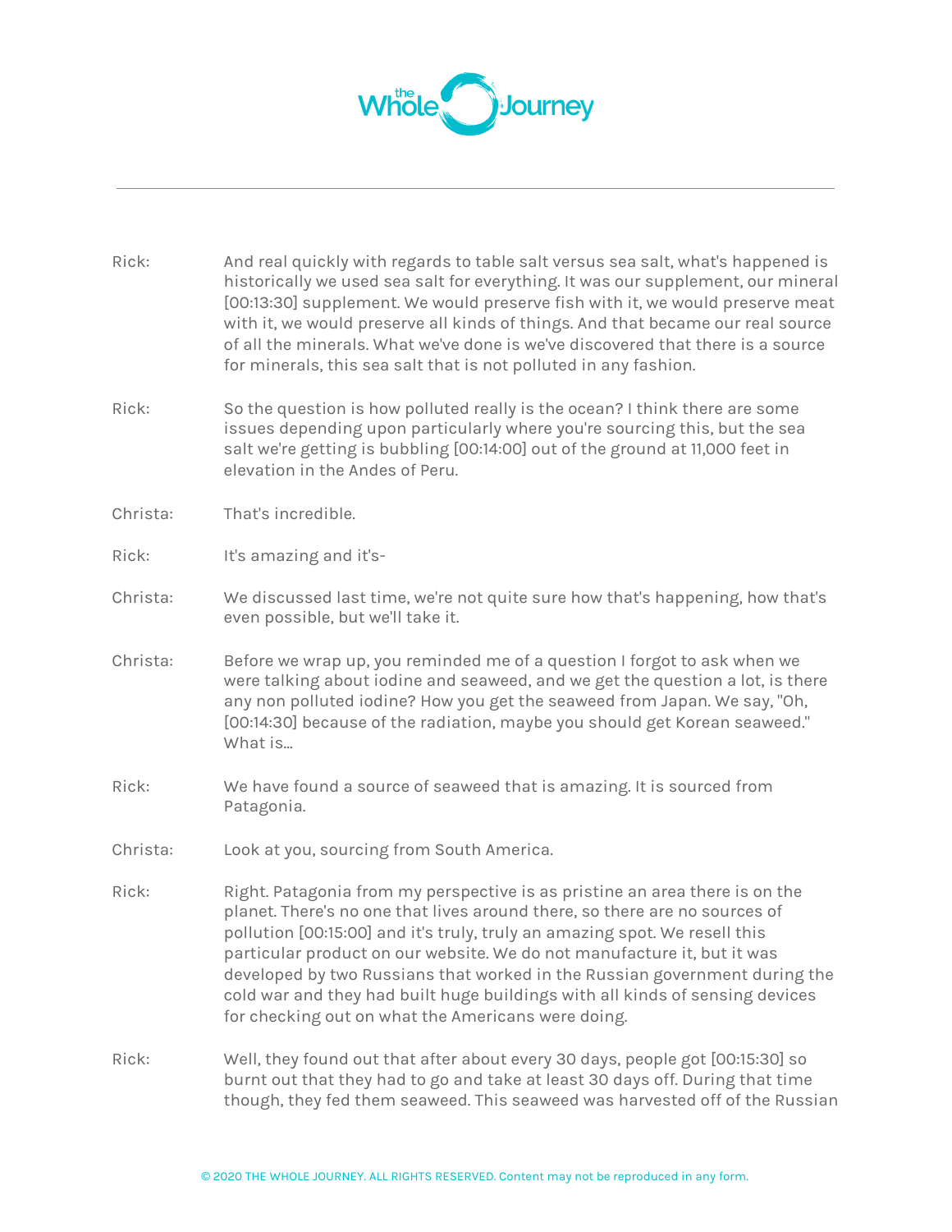Rick: And real quickly with regards to table salt versus sea salt, what's happened is historically we used sea salt for everything. It was our supplement, our mineral [00:13:30] supplement. We would preserve fish with it, we would preserve meat with it, we would preserve all kinds of things. And that became our real source of all the minerals. What we've done is we've discovered that there is a source for minerals, this sea salt that is not polluted in any fashion.

Rick: So the question is how polluted really is the ocean? I think there are some issues depending upon particularly where you're sourcing this, but the sea salt we're getting is bubbling [00:14:00] out of the ground at 11,000 feet in elevation in the Andes of Peru.

Christa: That's incredible.

Rick: It's amazing and it's-

Christa: We discussed last time, we're not quite sure how that's happening, how that's even possible, but we'll take it.

Christa: Before we wrap up, you reminded me of a question I forgot to ask when we were talking about iodine and seaweed, and we get the question a lot, is there any non polluted iodine? How you get the seaweed from Japan. We say, "Oh, [00:14:30] because of the radiation, maybe you should get Korean seaweed." What is...

Rick: We have found a source of seaweed that is amazing. It is sourced from Patagonia.

Christa: Look at you, sourcing from South America.

Rick: Right. Patagonia from my perspective is as pristine an area there is on the planet. There's no one that lives around there, so there are no sources of pollution [00:15:00] and it's truly, truly an amazing spot. We resell this particular product on our website. We do not manufacture it, but it was developed by two Russians that worked in the Russian government during the cold war and they had built huge buildings with all kinds of sensing devices for checking out on what the Americans were doing.

Rick: Well, they found out that after about every 30 days, people got [00:15:30] so burnt out that they had to go and take at least 30 days off. During that time though, they fed them seaweed. This seaweed was harvested off of the Russian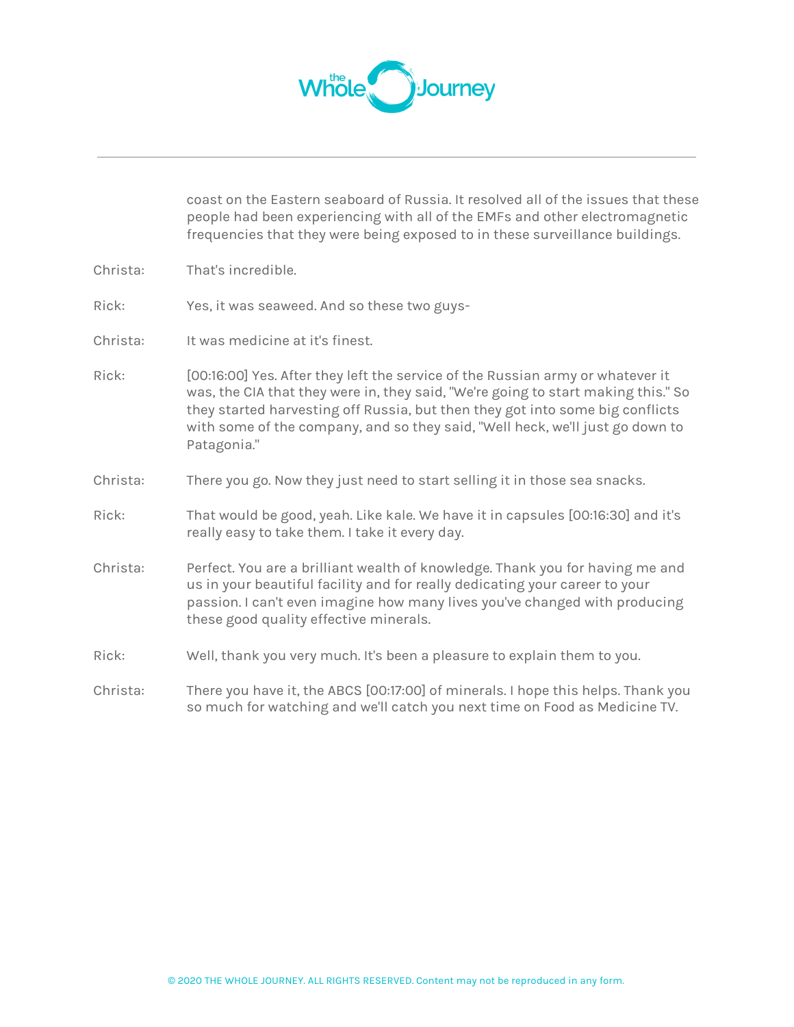coast on the Eastern seaboard of Russia. It resolved all of the issues that these people had been experiencing with all of the EMFs and other electromagnetic frequencies that they were being exposed to in these surveillance buildings.

Christa: That's incredible.

Rick: Yes, it was seaweed. And so these two guys-

Christa: It was medicine at it's finest.

Rick: [00:16:00] Yes. After they left the service of the Russian army or whatever it was, the CIA that they were in, they said, "We're going to start making this." So they started harvesting off Russia, but then they got into some big conflicts with some of the company, and so they said, "Well heck, we'll just go down to Patagonia."

Christa: There you go. Now they just need to start selling it in those sea snacks.

Rick: That would be good, yeah. Like kale. We have it in capsules [00:16:30] and it's really easy to take them. I take it every day.

Christa: Perfect. You are a brilliant wealth of knowledge. Thank you for having me and us in your beautiful facility and for really dedicating your career to your passion. I can't even imagine how many lives you've changed with producing these good quality effective minerals.

Rick: Well, thank you very much. It's been a pleasure to explain them to you.

Christa: There you have it, the ABCS [00:17:00] of minerals. I hope this helps. Thank you so much for watching and we'll catch you next time on Food as Medicine TV.